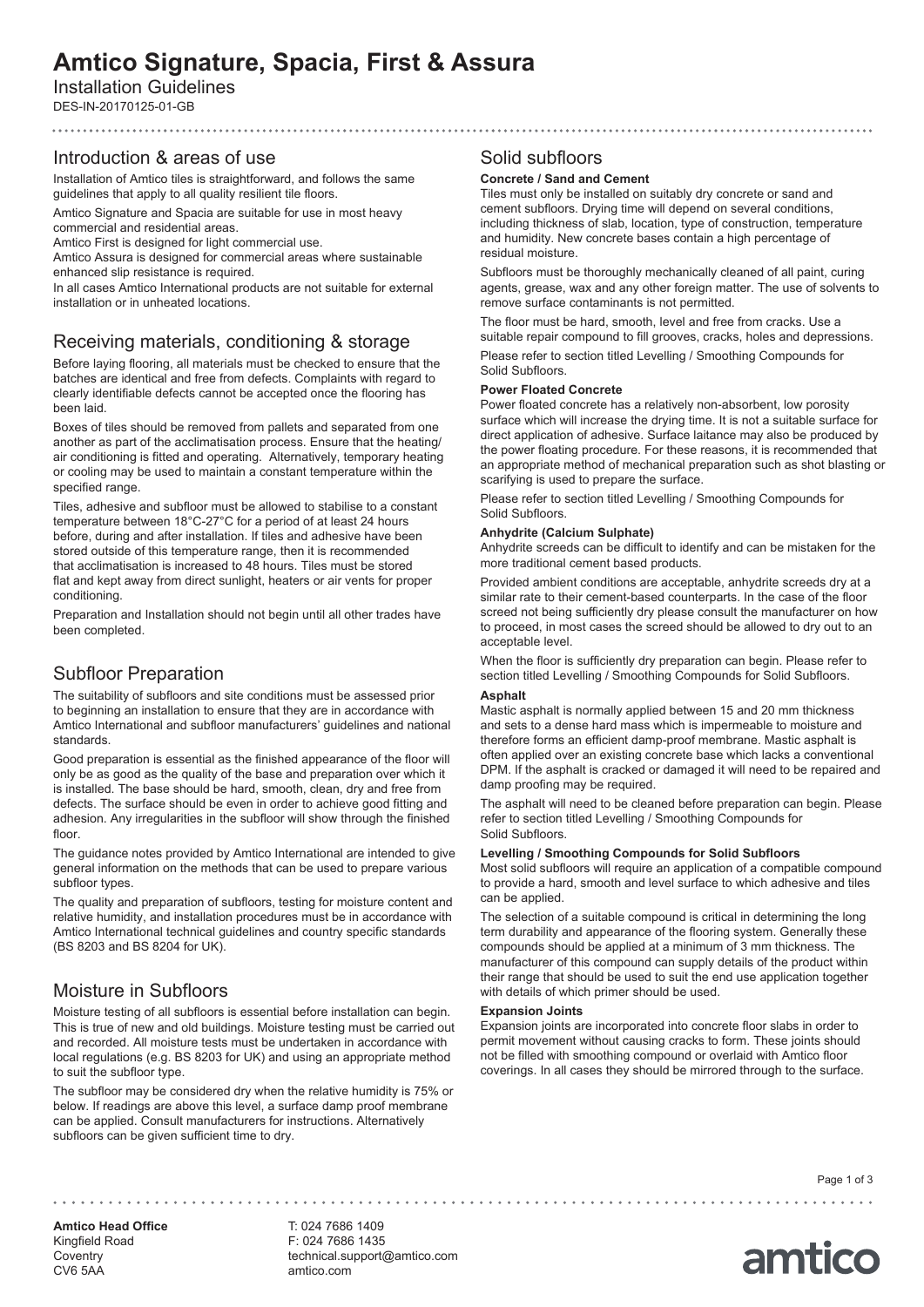# Amtico Signature, Spacia, First & Assura

Installation Guidelines

DES-IN-20170125-01-GB

## Introduction & areas of use

Installation of Amtico tiles is straightforward, and follows the same guidelines that apply to all quality resilient tile floors.

Amtico Signature and Spacia are suitable for use in most heavy commercial and residential areas.

Amtico First is designed for light commercial use.

Amtico Assura is designed for commercial areas where sustainable enhanced slip resistance is required.

In all cases Amtico International products are not suitable for external installation or in unheated locations.

## Receiving materials, conditioning & storage

Before laying flooring, all materials must be checked to ensure that the batches are identical and free from defects. Complaints with regard to clearly identifiable defects cannot be accepted once the flooring has been laid.

Boxes of tiles should be removed from pallets and separated from one another as part of the acclimatisation process. Ensure that the heating/ air conditioning is fitted and operating. Alternatively, temporary heating or cooling may be used to maintain a constant temperature within the specified range.

Tiles, adhesive and subfloor must be allowed to stabilise to a constant temperature between 18°C-27°C for a period of at least 24 hours before, during and after installation. If tiles and adhesive have been stored outside of this temperature range, then it is recommended that acclimatisation is increased to 48 hours. Tiles must be stored flat and kept away from direct sunlight, heaters or air vents for proper conditioning.

Preparation and Installation should not begin until all other trades have been completed.

## Subfloor Preparation

The suitability of subfloors and site conditions must be assessed prior to beginning an installation to ensure that they are in accordance with Amtico International and subfloor manufacturers' guidelines and national standards.

Good preparation is essential as the finished appearance of the floor will only be as good as the quality of the base and preparation over which it is installed. The base should be hard, smooth, clean, dry and free from defects. The surface should be even in order to achieve good fitting and adhesion. Any irregularities in the subfloor will show through the finished floor.

The guidance notes provided by Amtico International are intended to give general information on the methods that can be used to prepare various subfloor types.

The quality and preparation of subfloors, testing for moisture content and relative humidity, and installation procedures must be in accordance with Amtico International technical guidelines and country specific standards (BS 8203 and BS 8204 for UK).

## Moisture in Subfloors

Moisture testing of all subfloors is essential before installation can begin. This is true of new and old buildings. Moisture testing must be carried out and recorded. All moisture tests must be undertaken in accordance with local regulations (e.g. BS 8203 for UK) and using an appropriate method to suit the subfloor type.

The subfloor may be considered dry when the relative humidity is 75% or below. If readings are above this level, a surface damp proof membrane can be applied. Consult manufacturers for instructions. Alternatively subfloors can be given sufficient time to dry.

## Solid subfloors

### Concrete / Sand and Cement

Tiles must only be installed on suitably dry concrete or sand and cement subfloors. Drying time will depend on several conditions, including thickness of slab, location, type of construction, temperature and humidity. New concrete bases contain a high percentage of residual moisture.

Subfloors must be thoroughly mechanically cleaned of all paint, curing agents, grease, wax and any other foreign matter. The use of solvents to remove surface contaminants is not permitted.

The floor must be hard, smooth, level and free from cracks. Use a suitable repair compound to fill grooves, cracks, holes and depressions.

Please refer to section titled Levelling / Smoothing Compounds for Solid Subfloors.

### Power Floated Concrete

Power floated concrete has a relatively non-absorbent, low porosity surface which will increase the drying time. It is not a suitable surface for direct application of adhesive. Surface laitance may also be produced by the power floating procedure. For these reasons, it is recommended that an appropriate method of mechanical preparation such as shot blasting or scarifying is used to prepare the surface.

Please refer to section titled Levelling / Smoothing Compounds for Solid Subfloors.

### Anhydrite (Calcium Sulphate)

Anhydrite screeds can be difficult to identify and can be mistaken for the more traditional cement based products.

Provided ambient conditions are acceptable, anhydrite screeds dry at a similar rate to their cement-based counterparts. In the case of the floor screed not being sufficiently dry please consult the manufacturer on how to proceed, in most cases the screed should be allowed to dry out to an acceptable level.

When the floor is sufficiently dry preparation can begin. Please refer to section titled Levelling / Smoothing Compounds for Solid Subfloors.

### Asphalt

Mastic asphalt is normally applied between 15 and 20 mm thickness and sets to a dense hard mass which is impermeable to moisture and therefore forms an efficient damp-proof membrane. Mastic asphalt is often applied over an existing concrete base which lacks a conventional DPM. If the asphalt is cracked or damaged it will need to be repaired and damp proofing may be required.

The asphalt will need to be cleaned before preparation can begin. Please refer to section titled Levelling / Smoothing Compounds for Solid Subfloors.

### Levelling / Smoothing Compounds for Solid Subfloors

Most solid subfloors will require an application of a compatible compound to provide a hard, smooth and level surface to which adhesive and tiles can be applied.

The selection of a suitable compound is critical in determining the long term durability and appearance of the flooring system. Generally these compounds should be applied at a minimum of 3 mm thickness. The manufacturer of this compound can supply details of the product within their range that should be used to suit the end use application together with details of which primer should be used.

### Expansion Joints

Expansion joints are incorporated into concrete floor slabs in order to permit movement without causing cracks to form. These joints should not be filled with smoothing compound or overlaid with Amtico floor coverings. In all cases they should be mirrored through to the surface.

**Amtico Head Office**
Kingfield Road
Coventry
CV6 5AA

T: 024 7686 1409
F: 024 7686 1435
technical.support@amtico.com
amtico.com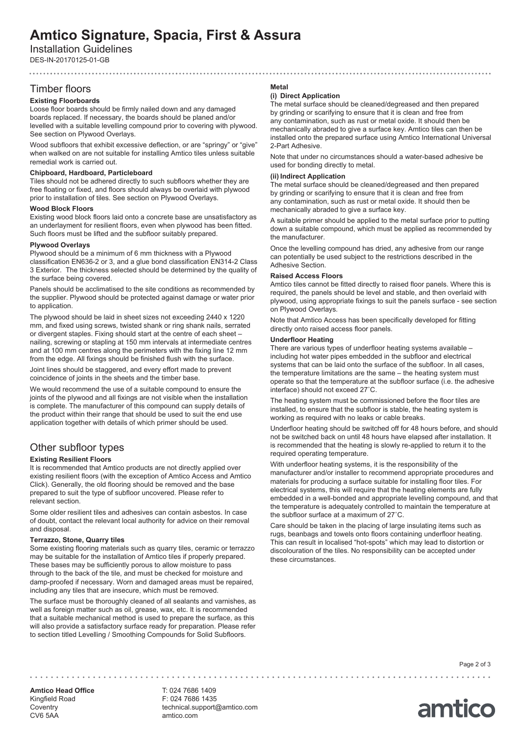# Amtico Signature, Spacia, First & Assura

Installation Guidelines

DES-IN-20170125-01-GB

## Timber floors

### Existing Floorboards

Loose floor boards should be firmly nailed down and any damaged boards replaced. If necessary, the boards should be planed and/or levelled with a suitable levelling compound prior to covering with plywood. See section on Plywood Overlays.

Wood subfloors that exhibit excessive deflection, or are "springy" or "give" when walked on are not suitable for installing Amtico tiles unless suitable remedial work is carried out.

### Chipboard, Hardboard, Particleboard

Tiles should not be adhered directly to such subfloors whether they are free floating or fixed, and floors should always be overlaid with plywood prior to installation of tiles. See section on Plywood Overlays.

### Wood Block Floors

Existing wood block floors laid onto a concrete base are unsatisfactory as an underlayment for resilient floors, even when plywood has been fitted. Such floors must be lifted and the subfloor suitably prepared.

### Plywood Overlays

Plywood should be a minimum of 6 mm thickness with a Plywood classification EN636-2 or 3, and a glue bond classification EN314-2 Class 3 Exterior. The thickness selected should be determined by the quality of the surface being covered.

Panels should be acclimatised to the site conditions as recommended by the supplier. Plywood should be protected against damage or water prior to application.

The plywood should be laid in sheet sizes not exceeding 2440 x 1220 mm, and fixed using screws, twisted shank or ring shank nails, serrated or divergent staples. Fixing should start at the centre of each sheet – nailing, screwing or stapling at 150 mm intervals at intermediate centres and at 100 mm centres along the perimeters with the fixing line 12 mm from the edge. All fixings should be finished flush with the surface.

Joint lines should be staggered, and every effort made to prevent coincidence of joints in the sheets and the timber base.

We would recommend the use of a suitable compound to ensure the joints of the plywood and all fixings are not visible when the installation is complete. The manufacturer of this compound can supply details of the product within their range that should be used to suit the end use application together with details of which primer should be used.

## Other subfloor types

### Existing Resilient Floors

It is recommended that Amtico products are not directly applied over existing resilient floors (with the exception of Amtico Access and Amtico Click). Generally, the old flooring should be removed and the base prepared to suit the type of subfloor uncovered. Please refer to relevant section.

Some older resilient tiles and adhesives can contain asbestos. In case of doubt, contact the relevant local authority for advice on their removal and disposal.

### Terrazzo, Stone, Quarry tiles

Some existing flooring materials such as quarry tiles, ceramic or terrazzo may be suitable for the installation of Amtico tiles if properly prepared. These bases may be sufficiently porous to allow moisture to pass through to the back of the tile, and must be checked for moisture and damp-proofed if necessary. Worn and damaged areas must be repaired, including any tiles that are insecure, which must be removed.

The surface must be thoroughly cleaned of all sealants and varnishes, as well as foreign matter such as oil, grease, wax, etc. It is recommended that a suitable mechanical method is used to prepare the surface, as this will also provide a satisfactory surface ready for preparation. Please refer to section titled Levelling / Smoothing Compounds for Solid Subfloors.

### Metal

**(i) Direct Application**

The metal surface should be cleaned/degreased and then prepared by grinding or scarifying to ensure that it is clean and free from any contamination, such as rust or metal oxide. It should then be mechanically abraded to give a surface key. Amtico tiles can then be installed onto the prepared surface using Amtico International Universal 2-Part Adhesive.

Note that under no circumstances should a water-based adhesive be used for bonding directly to metal.

**(ii) Indirect Application**

The metal surface should be cleaned/degreased and then prepared by grinding or scarifying to ensure that it is clean and free from any contamination, such as rust or metal oxide. It should then be mechanically abraded to give a surface key.

A suitable primer should be applied to the metal surface prior to putting down a suitable compound, which must be applied as recommended by the manufacturer.

Once the levelling compound has dried, any adhesive from our range can potentially be used subject to the restrictions described in the Adhesive Section.

### Raised Access Floors

Amtico tiles cannot be fitted directly to raised floor panels. Where this is required, the panels should be level and stable, and then overlaid with plywood, using appropriate fixings to suit the panels surface - see section on Plywood Overlays.

Note that Amtico Access has been specifically developed for fitting directly onto raised access floor panels.

### Underfloor Heating

There are various types of underfloor heating systems available – including hot water pipes embedded in the subfloor and electrical systems that can be laid onto the surface of the subfloor. In all cases, the temperature limitations are the same – the heating system must operate so that the temperature at the subfloor surface (i.e. the adhesive interface) should not exceed 27˚C.

The heating system must be commissioned before the floor tiles are installed, to ensure that the subfloor is stable, the heating system is working as required with no leaks or cable breaks.

Underfloor heating should be switched off for 48 hours before, and should not be switched back on until 48 hours have elapsed after installation. It is recommended that the heating is slowly re-applied to return it to the required operating temperature.

With underfloor heating systems, it is the responsibility of the manufacturer and/or installer to recommend appropriate procedures and materials for producing a surface suitable for installing floor tiles. For electrical systems, this will require that the heating elements are fully embedded in a well-bonded and appropriate levelling compound, and that the temperature is adequately controlled to maintain the temperature at the subfloor surface at a maximum of 27˚C.

Care should be taken in the placing of large insulating items such as rugs, beanbags and towels onto floors containing underfloor heating. This can result in localised "hot-spots" which may lead to distortion or discolouration of the tiles. No responsibility can be accepted under these circumstances.

**Amtico Head Office**
Kingfield Road
Coventry
CV6 5AA

T: 024 7686 1409
F: 024 7686 1435
technical.support@amtico.com
amtico.com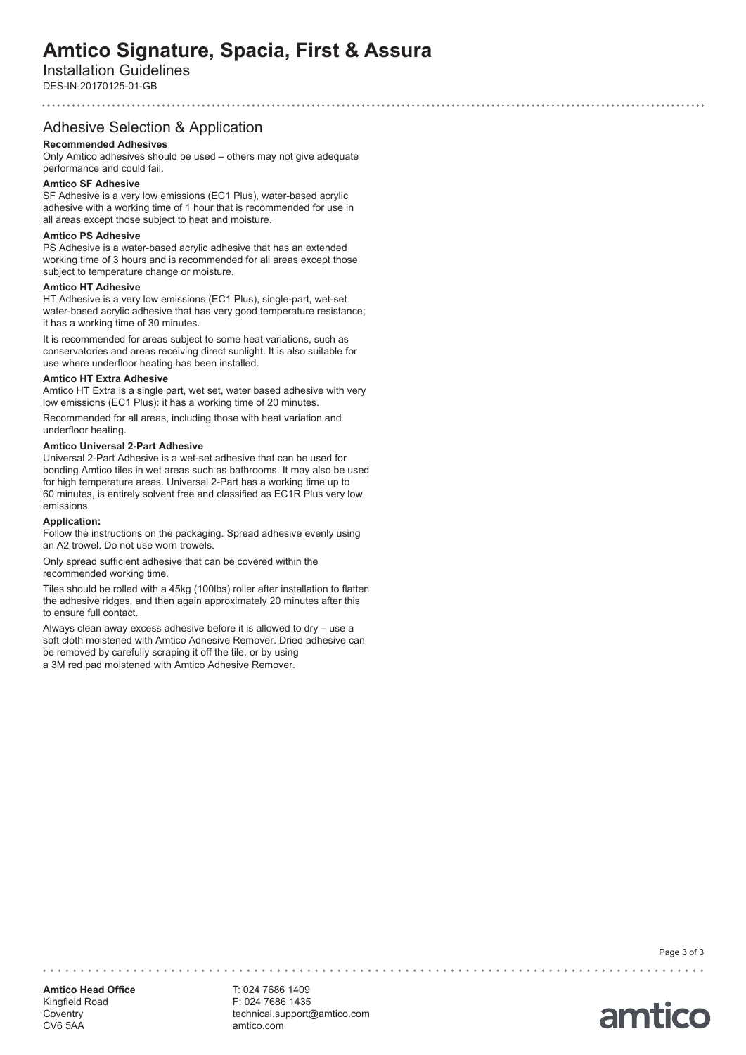## Adhesive Selection & Application

**Recommended Adhesives**

Only Amtico adhesives should be used – others may not give adequate performance and could fail.

**Amtico SF Adhesive**

SF Adhesive is a very low emissions (EC1 Plus), water-based acrylic adhesive with a working time of 1 hour that is recommended for use in all areas except those subject to heat and moisture.

**Amtico PS Adhesive**

PS Adhesive is a water-based acrylic adhesive that has an extended working time of 3 hours and is recommended for all areas except those subject to temperature change or moisture.

**Amtico HT Adhesive**

HT Adhesive is a very low emissions (EC1 Plus), single-part, wet-set water-based acrylic adhesive that has very good temperature resistance; it has a working time of 30 minutes.

It is recommended for areas subject to some heat variations, such as conservatories and areas receiving direct sunlight. It is also suitable for use where underfloor heating has been installed.

**Amtico HT Extra Adhesive**

Amtico HT Extra is a single part, wet set, water based adhesive with very low emissions (EC1 Plus): it has a working time of 20 minutes.

Recommended for all areas, including those with heat variation and underfloor heating.

**Amtico Universal 2-Part Adhesive**

Universal 2-Part Adhesive is a wet-set adhesive that can be used for bonding Amtico tiles in wet areas such as bathrooms. It may also be used for high temperature areas. Universal 2-Part has a working time up to 60 minutes, is entirely solvent free and classified as EC1R Plus very low emissions.

**Application:**

Follow the instructions on the packaging. Spread adhesive evenly using an A2 trowel. Do not use worn trowels.

Only spread sufficient adhesive that can be covered within the recommended working time.

Tiles should be rolled with a 45kg (100lbs) roller after installation to flatten the adhesive ridges, and then again approximately 20 minutes after this to ensure full contact.

Always clean away excess adhesive before it is allowed to dry – use a soft cloth moistened with Amtico Adhesive Remover. Dried adhesive can be removed by carefully scraping it off the tile, or by using a 3M red pad moistened with Amtico Adhesive Remover.